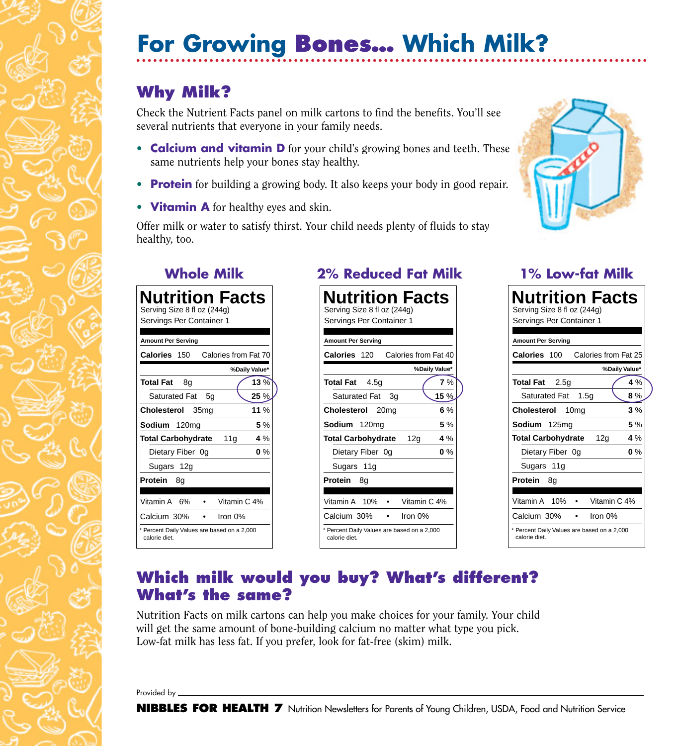# For Growing Bones... Which Milk?

## Why Milk?

Check the Nutrient Facts panel on milk cartons to find the benefits. You'll see several nutrients that everyone in your family needs.

- **Calcium and vitamin D** for your child's growing bones and teeth. These same nutrients help your bones stay healthy.
- **Protein** for building a growing body. It also keeps your body in good repair.
- **Vitamin A** for healthy eyes and skin.

Offer milk or water to satisfy thirst. Your child needs plenty of fluids to stay healthy, too.

### Whole Milk

**Nutrition Facts**
Serving Size 8 fl oz (244g)
Servings Per Container 1

| Amount Per Serving | %Daily Value* |
|---|---|
| **Calories** 150 — Calories from Fat 70 | |
| **Total Fat** 8g | **13** % |
| Saturated Fat 5g | **25** % |
| **Cholesterol** 35mg | **11** % |
| **Sodium** 120mg | **5** % |
| **Total Carbohydrate** 11g | **4** % |
| Dietary Fiber 0g | **0** % |
| Sugars 12g | |
| **Protein** 8g | |
| Vitamin A 6% • Vitamin C 4% | |
| Calcium 30% • Iron 0% | |

\* Percent Daily Values are based on a 2,000 calorie diet.

### 2% Reduced Fat Milk

**Nutrition Facts**
Serving Size 8 fl oz (244g)
Servings Per Container 1

| Amount Per Serving | %Daily Value* |
|---|---|
| **Calories** 120 — Calories from Fat 40 | |
| **Total Fat** 4.5g | **7** % |
| Saturated Fat 3g | **15** % |
| **Cholesterol** 20mg | **6** % |
| **Sodium** 120mg | **5** % |
| **Total Carbohydrate** 12g | **4** % |
| Dietary Fiber 0g | **0** % |
| Sugars 11g | |
| **Protein** 8g | |
| Vitamin A 10% • Vitamin C 4% | |
| Calcium 30% • Iron 0% | |

\* Percent Daily Values are based on a 2,000 calorie diet.

### 1% Low-fat Milk

**Nutrition Facts**
Serving Size 8 fl oz (244g)
Servings Per Container 1

| Amount Per Serving | %Daily Value* |
|---|---|
| **Calories** 100 — Calories from Fat 25 | |
| **Total Fat** 2.5g | **4** % |
| Saturated Fat 1.5g | **8** % |
| **Cholesterol** 10mg | **3** % |
| **Sodium** 125mg | **5** % |
| **Total Carbohydrate** 12g | **4** % |
| Dietary Fiber 0g | **0** % |
| Sugars 11g | |
| **Protein** 8g | |
| Vitamin A 10% • Vitamin C 4% | |
| Calcium 30% • Iron 0% | |

\* Percent Daily Values are based on a 2,000 calorie diet.

## Which milk would you buy? What's different? What's the same?

Nutrition Facts on milk cartons can help you make choices for your family. Your child will get the same amount of bone-building calcium no matter what type you pick. Low-fat milk has less fat. If you prefer, look for fat-free (skim) milk.

Provided by \_\_\_\_\_\_\_\_\_\_\_\_\_\_\_\_\_\_\_\_

**NIBBLES FOR HEALTH 7** Nutrition Newsletters for Parents of Young Children, USDA, Food and Nutrition Service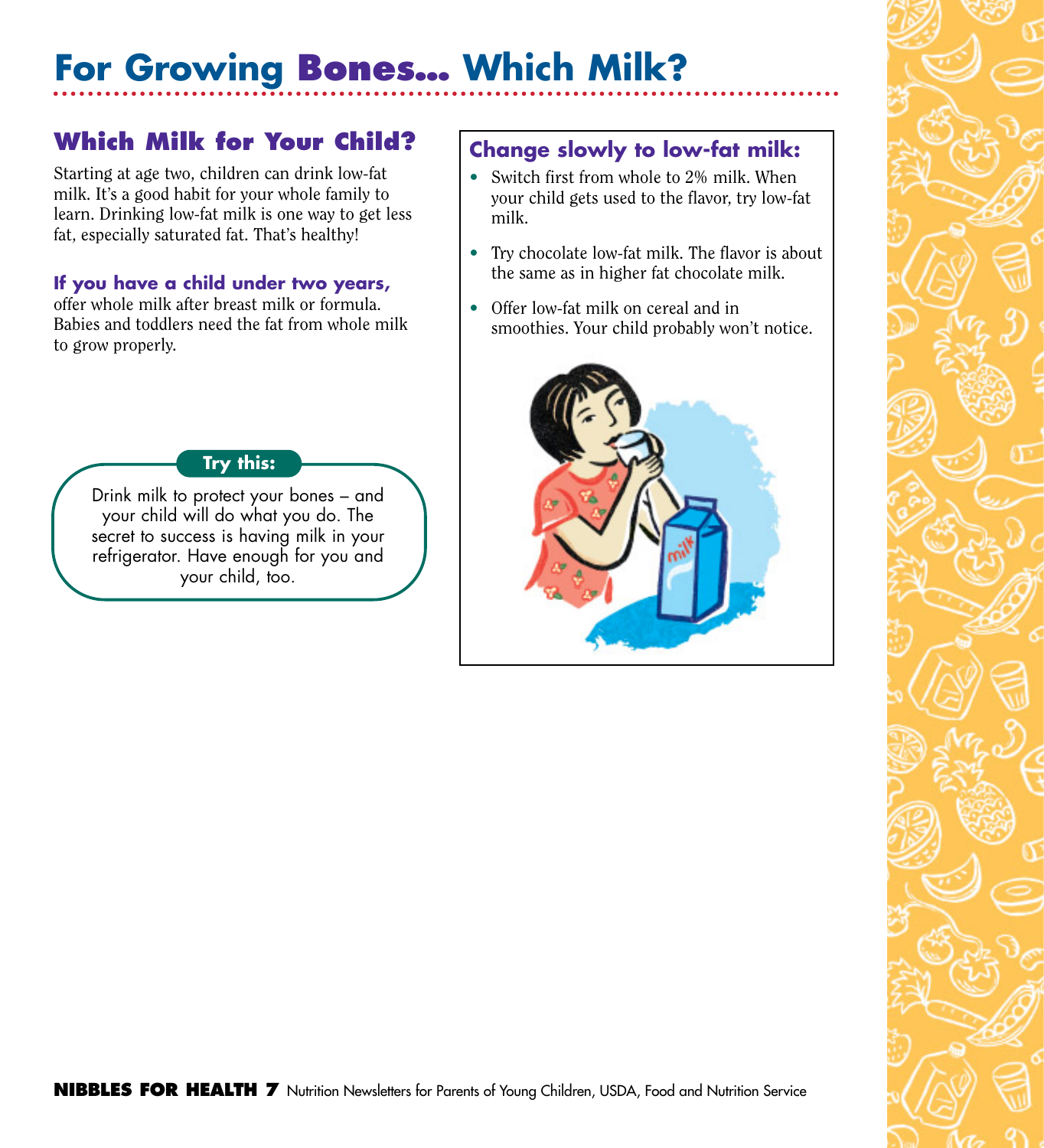# For Growing Bones... Which Milk?

## Which Milk for Your Child?

Starting at age two, children can drink low-fat milk. It's a good habit for your whole family to learn. Drinking low-fat milk is one way to get less fat, especially saturated fat. That's healthy!

**If you have a child under two years,** offer whole milk after breast milk or formula. Babies and toddlers need the fat from whole milk to grow properly.

**Try this:**

Drink milk to protect your bones – and your child will do what you do. The secret to success is having milk in your refrigerator. Have enough for you and your child, too.

### Change slowly to low-fat milk:

- Switch first from whole to 2% milk. When your child gets used to the flavor, try low-fat milk.
- Try chocolate low-fat milk. The flavor is about the same as in higher fat chocolate milk.
- Offer low-fat milk on cereal and in smoothies. Your child probably won't notice.